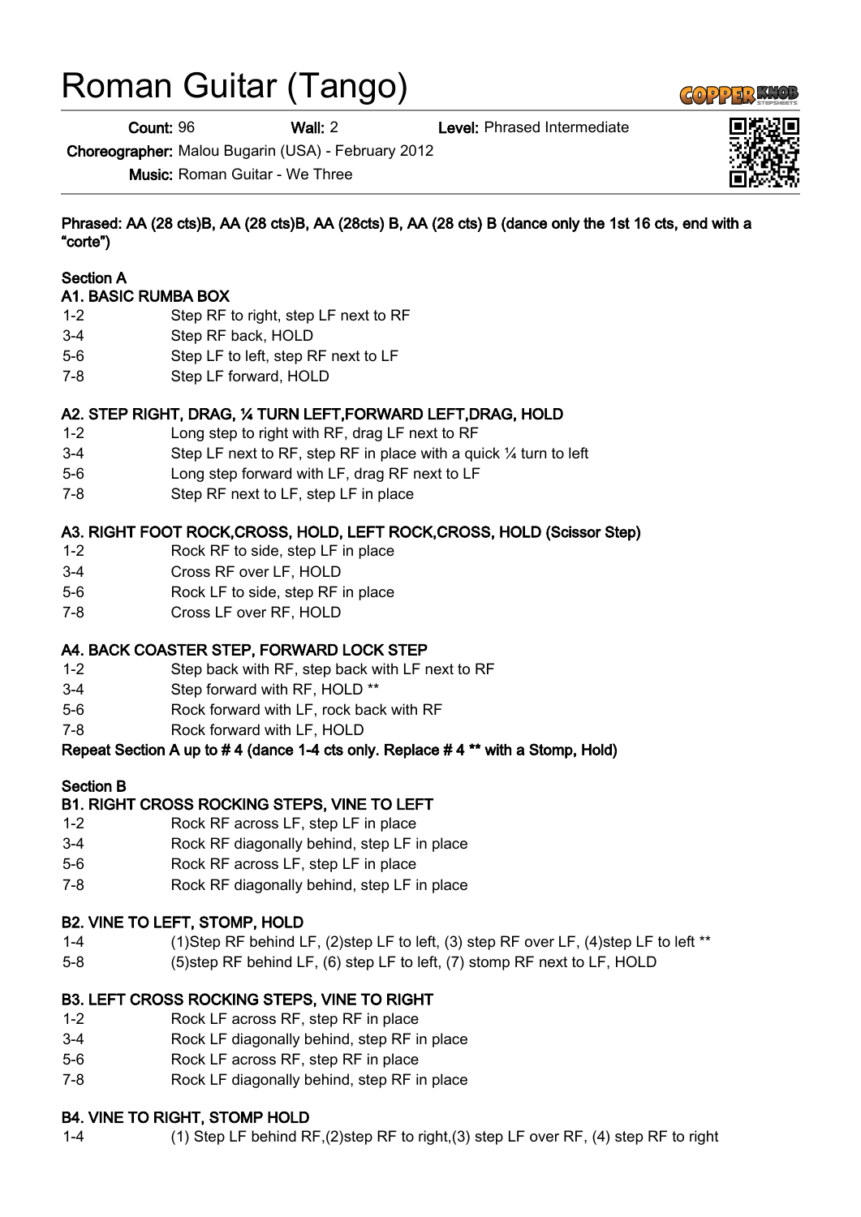# Roman Guitar (Tango)

**Count:** 96 **Wall:** 2 **Level:** Phrased Intermediate

**Choreographer:** Malou Bugarin (USA) - February 2012

**Music:** Roman Guitar - We Three

**Phrased: AA (28 cts)B, AA (28 cts)B, AA (28cts) B, AA (28 cts) B (dance only the 1st 16 cts, end with a "corte")**

**Section A**

**A1. BASIC RUMBA BOX**

| | |
|---|---|
| 1-2 | Step RF to right, step LF next to RF |
| 3-4 | Step RF back, HOLD |
| 5-6 | Step LF to left, step RF next to LF |
| 7-8 | Step LF forward, HOLD |

**A2. STEP RIGHT, DRAG, ¼ TURN LEFT,FORWARD LEFT,DRAG, HOLD**

| | |
|---|---|
| 1-2 | Long step to right with RF, drag LF next to RF |
| 3-4 | Step LF next to RF, step RF in place with a quick ¼ turn to left |
| 5-6 | Long step forward with LF, drag RF next to LF |
| 7-8 | Step RF next to LF, step LF in place |

**A3. RIGHT FOOT ROCK,CROSS, HOLD, LEFT ROCK,CROSS, HOLD (Scissor Step)**

| | |
|---|---|
| 1-2 | Rock RF to side, step LF in place |
| 3-4 | Cross RF over LF, HOLD |
| 5-6 | Rock LF to side, step RF in place |
| 7-8 | Cross LF over RF, HOLD |

**A4. BACK COASTER STEP, FORWARD LOCK STEP**

| | |
|---|---|
| 1-2 | Step back with RF, step back with LF next to RF |
| 3-4 | Step forward with RF, HOLD ** |
| 5-6 | Rock forward with LF, rock back with RF |
| 7-8 | Rock forward with LF, HOLD |

**Repeat Section A up to # 4 (dance 1-4 cts only. Replace # 4 ** with a Stomp, Hold)**

**Section B**

**B1. RIGHT CROSS ROCKING STEPS, VINE TO LEFT**

| | |
|---|---|
| 1-2 | Rock RF across LF, step LF in place |
| 3-4 | Rock RF diagonally behind, step LF in place |
| 5-6 | Rock RF across LF, step LF in place |
| 7-8 | Rock RF diagonally behind, step LF in place |

**B2. VINE TO LEFT, STOMP, HOLD**

| | |
|---|---|
| 1-4 | (1)Step RF behind LF, (2)step LF to left, (3) step RF over LF, (4)step LF to left ** |
| 5-8 | (5)step RF behind LF, (6) step LF to left, (7) stomp RF next to LF, HOLD |

**B3. LEFT CROSS ROCKING STEPS, VINE TO RIGHT**

| | |
|---|---|
| 1-2 | Rock LF across RF, step RF in place |
| 3-4 | Rock LF diagonally behind, step RF in place |
| 5-6 | Rock LF across RF, step RF in place |
| 7-8 | Rock LF diagonally behind, step RF in place |

**B4. VINE TO RIGHT, STOMP HOLD**

| | |
|---|---|
| 1-4 | (1) Step LF behind RF,(2)step RF to right,(3) step LF over RF, (4) step RF to right |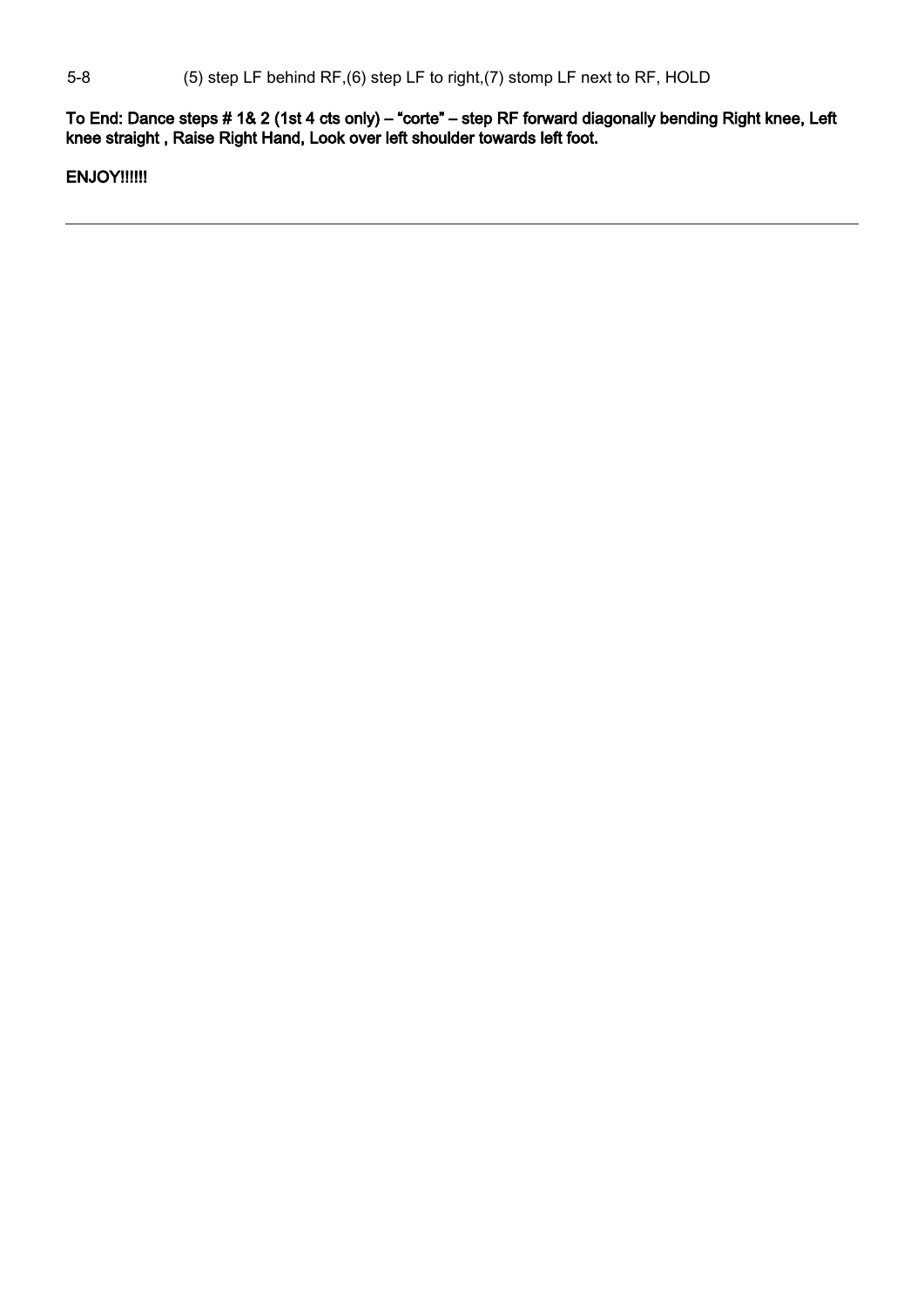5-8 (5) step LF behind RF,(6) step LF to right,(7) stomp LF next to RF, HOLD

**To End: Dance steps # 1& 2 (1st 4 cts only) – "corte" – step RF forward diagonally bending Right knee, Left knee straight , Raise Right Hand, Look over left shoulder towards left foot.**

**ENJOY!!!!!!**

---